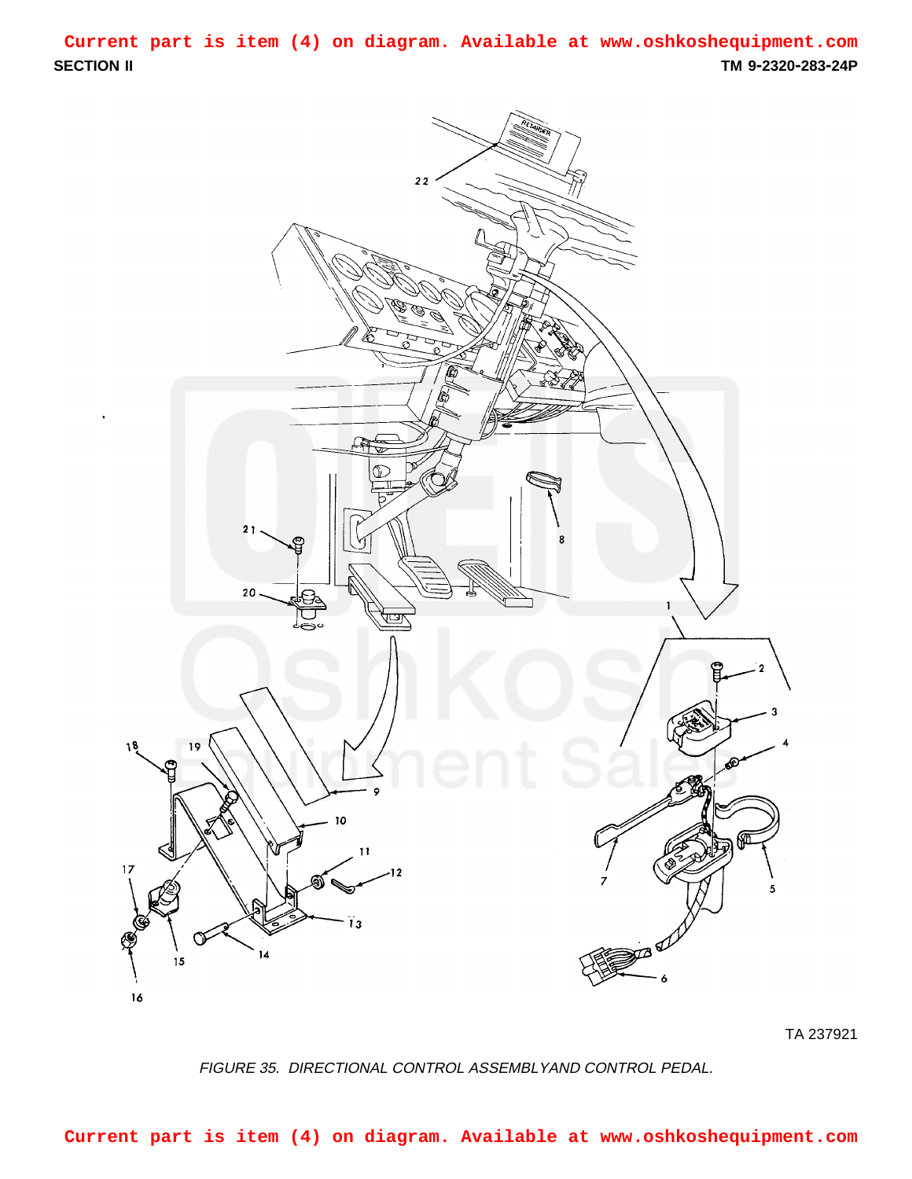Current part is item (4) on diagram. Available at www.oshkoshequipment.com

SECTION II

TM 9-2320-283-24P

TA 237921

*FIGURE 35. DIRECTIONAL CONTROL ASSEMBLYAND CONTROL PEDAL.*

Current part is item (4) on diagram. Available at www.oshkoshequipment.com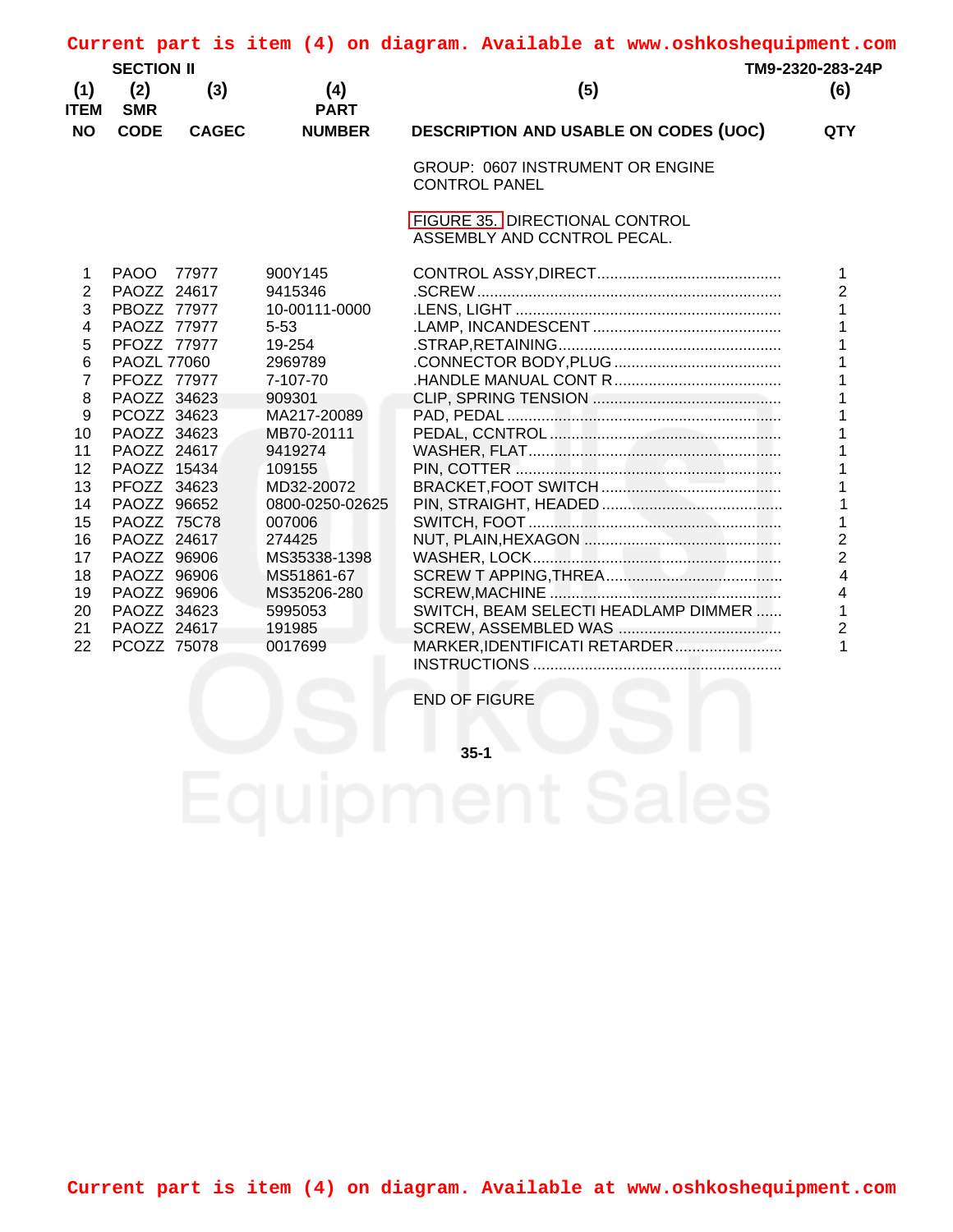Current part is item (4) on diagram. Available at www.oshkoshequipment.com

SECTION II

TM9-2320-283-24P

| (1) ITEM NO | (2) SMR CODE | (3) CAGEC | (4) PART NUMBER | (5) DESCRIPTION AND USABLE ON CODES (UOC) | (6) QTY |
|---|---|---|---|---|---|
| | | | | GROUP: 0607 INSTRUMENT OR ENGINE CONTROL PANEL | |
| | | | | FIGURE 35. DIRECTIONAL CONTROL ASSEMBLY AND CCNTROL PECAL. | |
| 1 | PAOO | 77977 | 900Y145 | CONTROL ASSY,DIRECT | 1 |
| 2 | PAOZZ | 24617 | 9415346 | .SCREW | 2 |
| 3 | PBOZZ | 77977 | 10-00111-0000 | .LENS, LIGHT | 1 |
| 4 | PAOZZ | 77977 | 5-53 | .LAMP, INCANDESCENT | 1 |
| 5 | PFOZZ | 77977 | 19-254 | .STRAP,RETAINING | 1 |
| 6 | PAOZL | 77060 | 2969789 | .CONNECTOR BODY,PLUG | 1 |
| 7 | PFOZZ | 77977 | 7-107-70 | .HANDLE MANUAL CONT R | 1 |
| 8 | PAOZZ | 34623 | 909301 | CLIP, SPRING TENSION | 1 |
| 9 | PCOZZ | 34623 | MA217-20089 | PAD, PEDAL | 1 |
| 10 | PAOZZ | 34623 | MB70-20111 | PEDAL, CCNTROL | 1 |
| 11 | PAOZZ | 24617 | 9419274 | WASHER, FLAT | 1 |
| 12 | PAOZZ | 15434 | 109155 | PIN, COTTER | 1 |
| 13 | PFOZZ | 34623 | MD32-20072 | BRACKET,FOOT SWITCH | 1 |
| 14 | PAOZZ | 96652 | 0800-0250-02625 | PIN, STRAIGHT, HEADED | 1 |
| 15 | PAOZZ | 75C78 | 007006 | SWITCH, FOOT | 1 |
| 16 | PAOZZ | 24617 | 274425 | NUT, PLAIN,HEXAGON | 2 |
| 17 | PAOZZ | 96906 | MS35338-1398 | WASHER, LOCK | 2 |
| 18 | PAOZZ | 96906 | MS51861-67 | SCREW T APPING,THREA | 4 |
| 19 | PAOZZ | 96906 | MS35206-280 | SCREW,MACHINE | 4 |
| 20 | PAOZZ | 34623 | 5995053 | SWITCH, BEAM SELECTI HEADLAMP DIMMER | 1 |
| 21 | PAOZZ | 24617 | 191985 | SCREW, ASSEMBLED WAS | 2 |
| 22 | PCOZZ | 75078 | 0017699 | MARKER,IDENTIFICATI RETARDER INSTRUCTIONS | 1 |

END OF FIGURE

Current part is item (4) on diagram. Available at www.oshkoshequipment.com